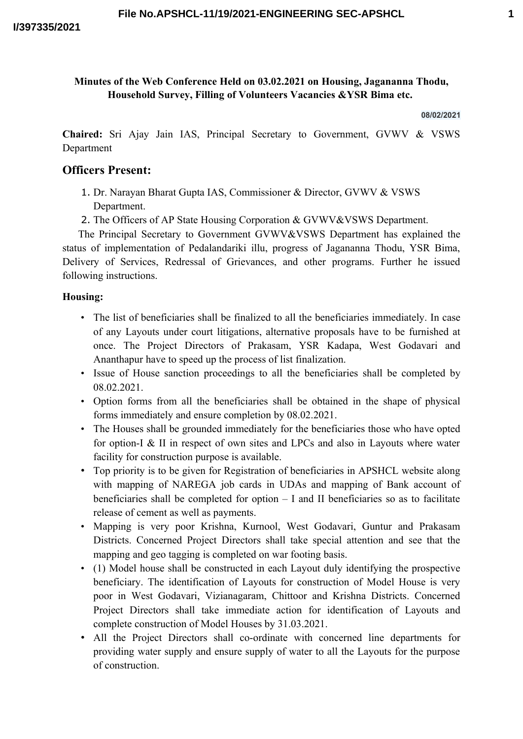**Minutes of the Web Conference Held on 03.02.2021 on Housing, Jagananna Thodu, Household Survey, Filling of Volunteers Vacancies &YSR Bima etc.**

08/02/2021

**Chaired:** Sri Ajay Jain IAS, Principal Secretary to Government, GVWV & VSWS Department

## Officers Present:

1. Dr. Narayan Bharat Gupta IAS, Commissioner & Director, GVWV & VSWS Department.
2. The Officers of AP State Housing Corporation & GVWV&VSWS Department.

The Principal Secretary to Government GVWV&VSWS Department has explained the status of implementation of Pedalandariki illu, progress of Jagananna Thodu, YSR Bima, Delivery of Services, Redressal of Grievances, and other programs. Further he issued following instructions.

**Housing:**

- The list of beneficiaries shall be finalized to all the beneficiaries immediately. In case of any Layouts under court litigations, alternative proposals have to be furnished at once. The Project Directors of Prakasam, YSR Kadapa, West Godavari and Ananthapur have to speed up the process of list finalization.
- Issue of House sanction proceedings to all the beneficiaries shall be completed by 08.02.2021.
- Option forms from all the beneficiaries shall be obtained in the shape of physical forms immediately and ensure completion by 08.02.2021.
- The Houses shall be grounded immediately for the beneficiaries those who have opted for option-I & II in respect of own sites and LPCs and also in Layouts where water facility for construction purpose is available.
- Top priority is to be given for Registration of beneficiaries in APSHCL website along with mapping of NAREGA job cards in UDAs and mapping of Bank account of beneficiaries shall be completed for option – I and II beneficiaries so as to facilitate release of cement as well as payments.
- Mapping is very poor Krishna, Kurnool, West Godavari, Guntur and Prakasam Districts. Concerned Project Directors shall take special attention and see that the mapping and geo tagging is completed on war footing basis.
- (1) Model house shall be constructed in each Layout duly identifying the prospective beneficiary. The identification of Layouts for construction of Model House is very poor in West Godavari, Vizianagaram, Chittoor and Krishna Districts. Concerned Project Directors shall take immediate action for identification of Layouts and complete construction of Model Houses by 31.03.2021.
- All the Project Directors shall co-ordinate with concerned line departments for providing water supply and ensure supply of water to all the Layouts for the purpose of construction.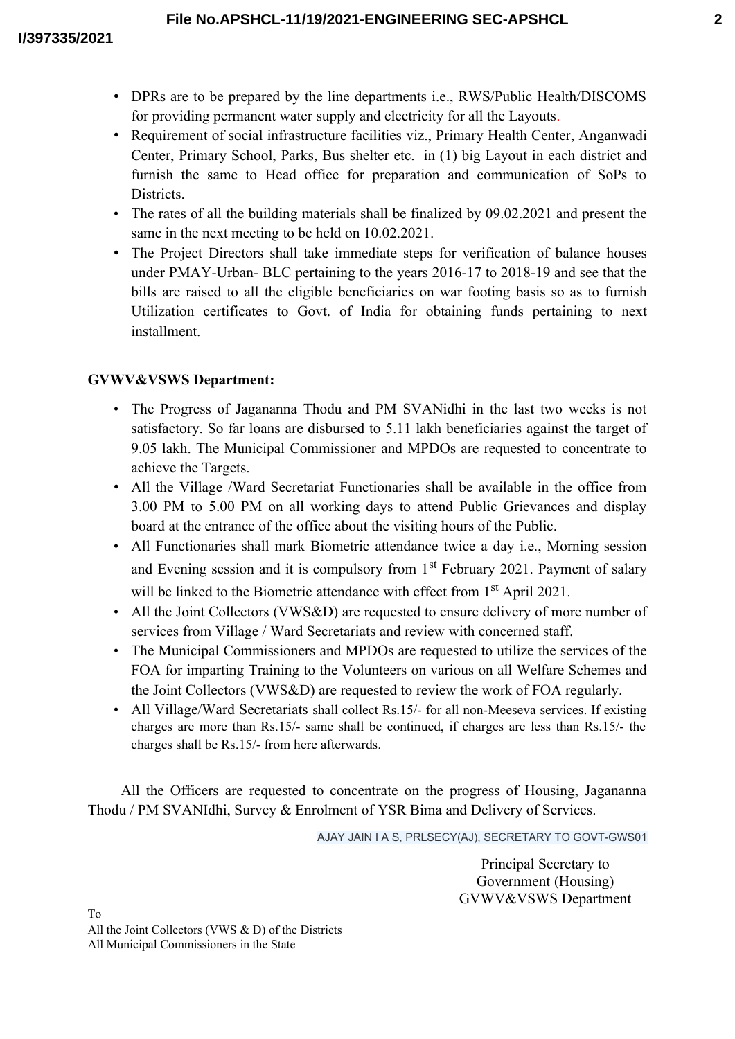- DPRs are to be prepared by the line departments i.e., RWS/Public Health/DISCOMS for providing permanent water supply and electricity for all the Layouts.
- Requirement of social infrastructure facilities viz., Primary Health Center, Anganwadi Center, Primary School, Parks, Bus shelter etc. in (1) big Layout in each district and furnish the same to Head office for preparation and communication of SoPs to Districts.
- The rates of all the building materials shall be finalized by 09.02.2021 and present the same in the next meeting to be held on 10.02.2021.
- The Project Directors shall take immediate steps for verification of balance houses under PMAY-Urban- BLC pertaining to the years 2016-17 to 2018-19 and see that the bills are raised to all the eligible beneficiaries on war footing basis so as to furnish Utilization certificates to Govt. of India for obtaining funds pertaining to next installment.

**GVWV&VSWS Department:**

- The Progress of Jagananna Thodu and PM SVANidhi in the last two weeks is not satisfactory. So far loans are disbursed to 5.11 lakh beneficiaries against the target of 9.05 lakh. The Municipal Commissioner and MPDOs are requested to concentrate to achieve the Targets.
- All the Village /Ward Secretariat Functionaries shall be available in the office from 3.00 PM to 5.00 PM on all working days to attend Public Grievances and display board at the entrance of the office about the visiting hours of the Public.
- All Functionaries shall mark Biometric attendance twice a day i.e., Morning session and Evening session and it is compulsory from 1st February 2021. Payment of salary will be linked to the Biometric attendance with effect from 1st April 2021.
- All the Joint Collectors (VWS&D) are requested to ensure delivery of more number of services from Village / Ward Secretariats and review with concerned staff.
- The Municipal Commissioners and MPDOs are requested to utilize the services of the FOA for imparting Training to the Volunteers on various on all Welfare Schemes and the Joint Collectors (VWS&D) are requested to review the work of FOA regularly.
- All Village/Ward Secretariats shall collect Rs.15/- for all non-Meeseva services. If existing charges are more than Rs.15/- same shall be continued, if charges are less than Rs.15/- the charges shall be Rs.15/- from here afterwards.

All the Officers are requested to concentrate on the progress of Housing, Jagananna Thodu / PM SVANIdhi, Survey & Enrolment of YSR Bima and Delivery of Services.

AJAY JAIN I A S, PRLSECY(AJ), SECRETARY TO GOVT-GWS01

Principal Secretary to
Government (Housing)
GVWV&VSWS Department

To
All the Joint Collectors (VWS & D) of the Districts
All Municipal Commissioners in the State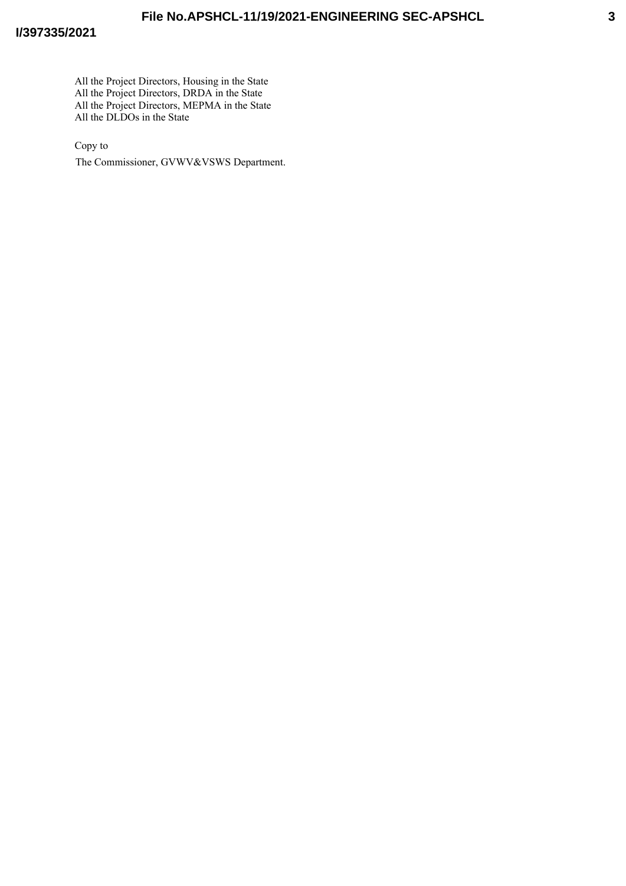All the Project Directors, Housing in the State
All the Project Directors, DRDA in the State
All the Project Directors, MEPMA in the State
All the DLDOs in the State

Copy to

The Commissioner, GVWV&VSWS Department.